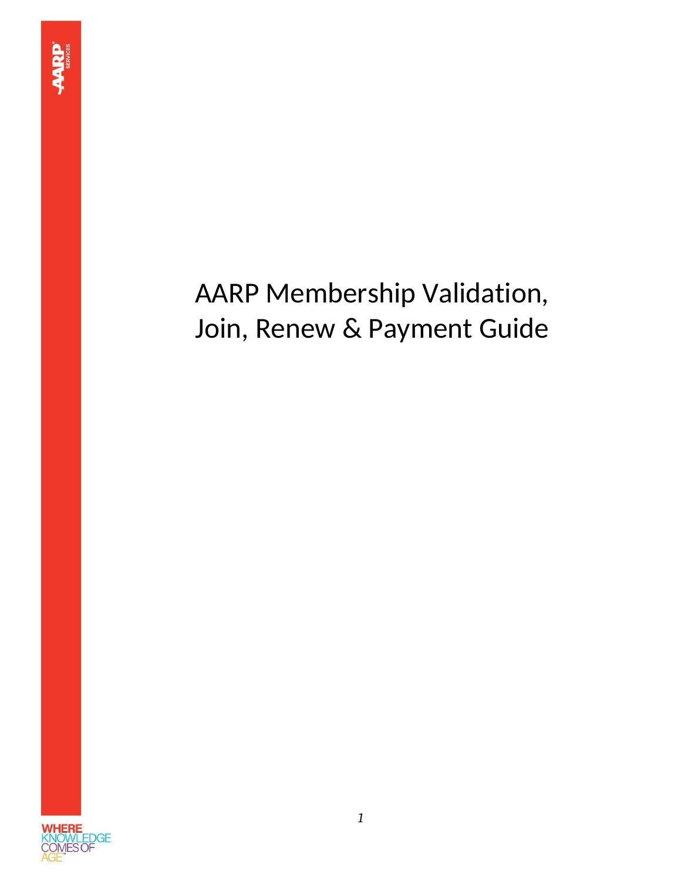# AARP Membership Validation, Join, Renew & Payment Guide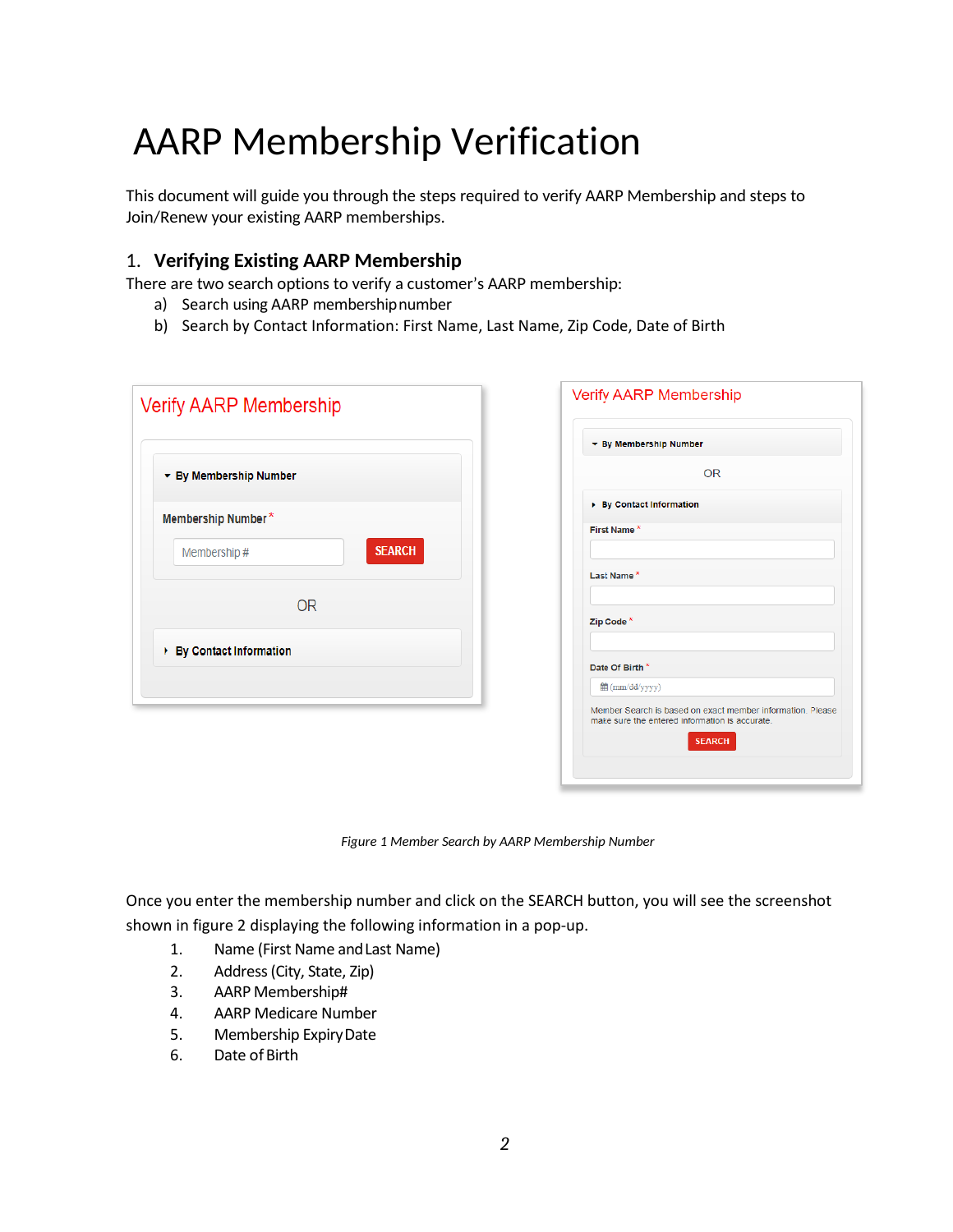# AARP Membership Verification

This document will guide you through the steps required to verify AARP Membership and steps to Join/Renew your existing AARP memberships.

## 1. Verifying Existing AARP Membership

There are two search options to verify a customer's AARP membership:

a) Search using AARP membership number
b) Search by Contact Information: First Name, Last Name, Zip Code, Date of Birth

*Figure 1 Member Search by AARP Membership Number*

Once you enter the membership number and click on the SEARCH button, you will see the screenshot shown in figure 2 displaying the following information in a pop-up.

1. Name (First Name and Last Name)
2. Address (City, State, Zip)
3. AARP Membership#
4. AARP Medicare Number
5. Membership Expiry Date
6. Date of Birth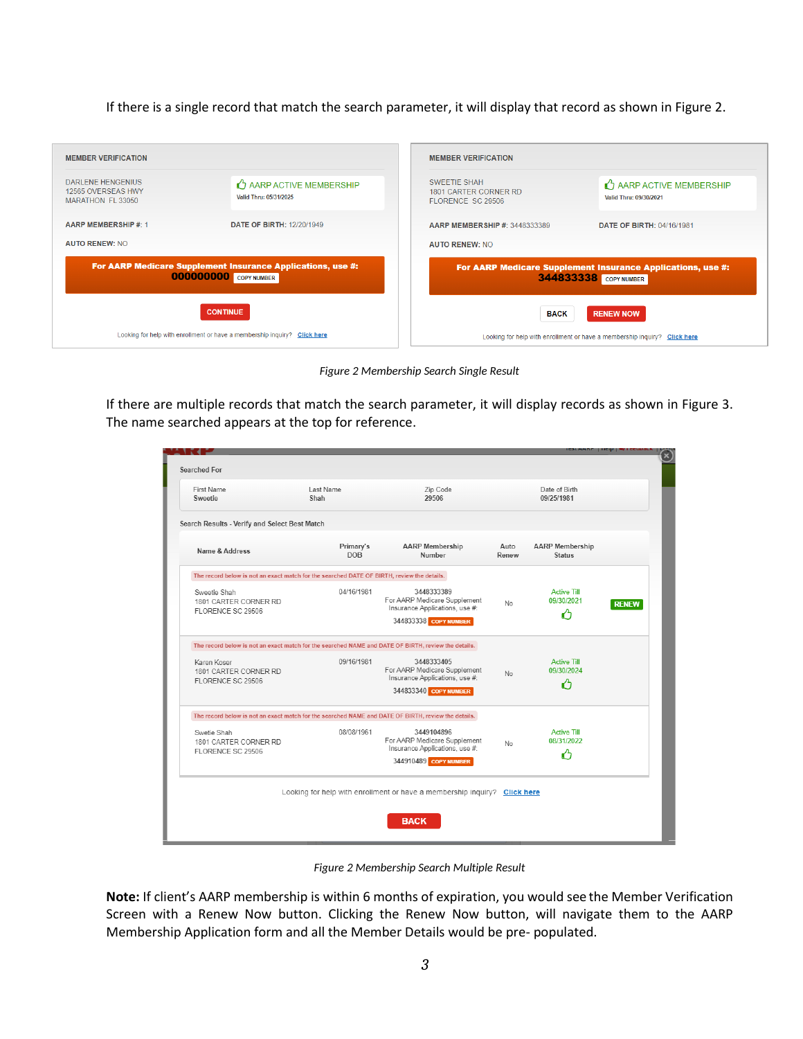If there is a single record that match the search parameter, it will display that record as shown in Figure 2.

*Figure 2 Membership Search Single Result*

If there are multiple records that match the search parameter, it will display records as shown in Figure 3. The name searched appears at the top for reference.

*Figure 2 Membership Search Multiple Result*

**Note:** If client's AARP membership is within 6 months of expiration, you would see the Member Verification Screen with a Renew Now button. Clicking the Renew Now button, will navigate them to the AARP Membership Application form and all the Member Details would be pre- populated.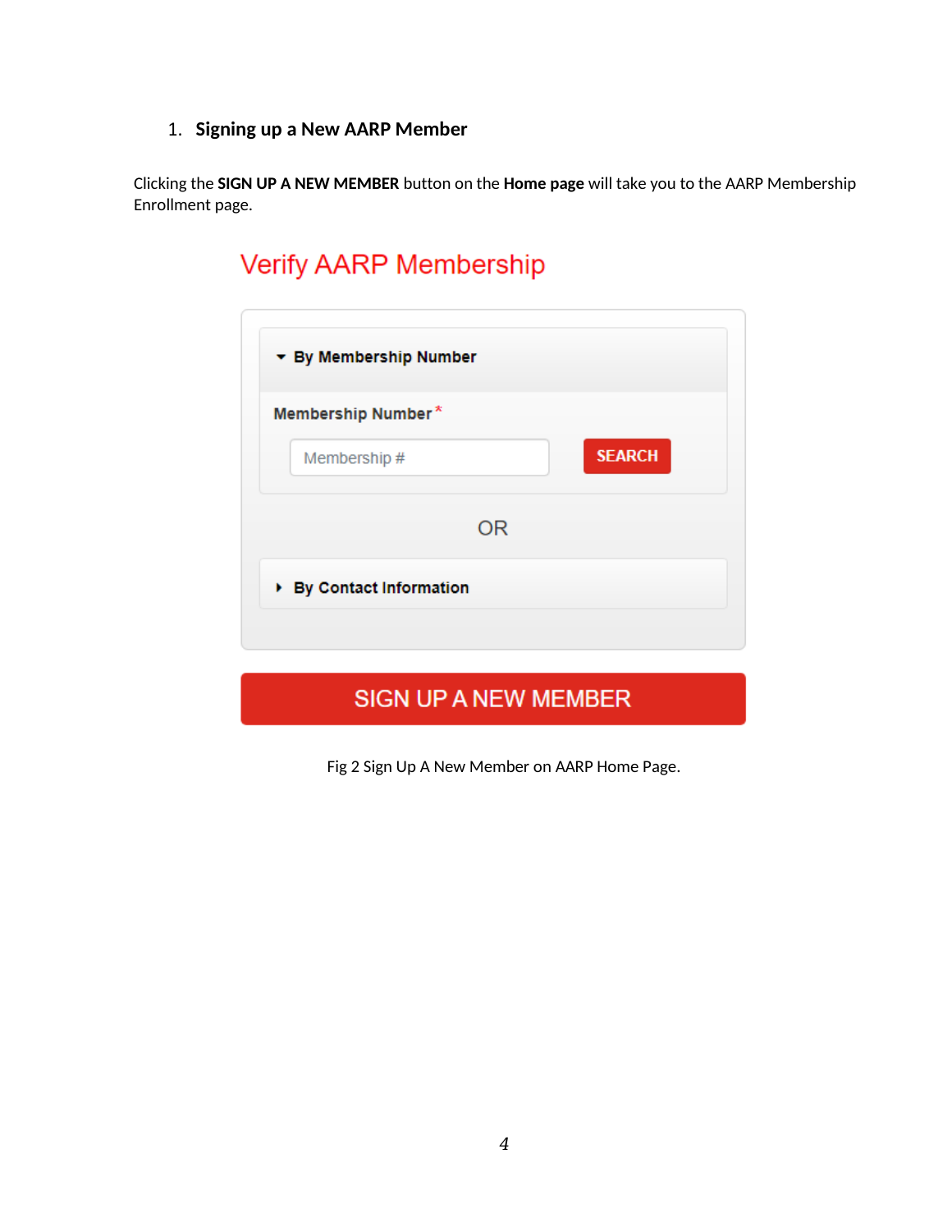1. **Signing up a New AARP Member**

Clicking the **SIGN UP A NEW MEMBER** button on the **Home page** will take you to the AARP Membership Enrollment page.

Fig 2 Sign Up A New Member on AARP Home Page.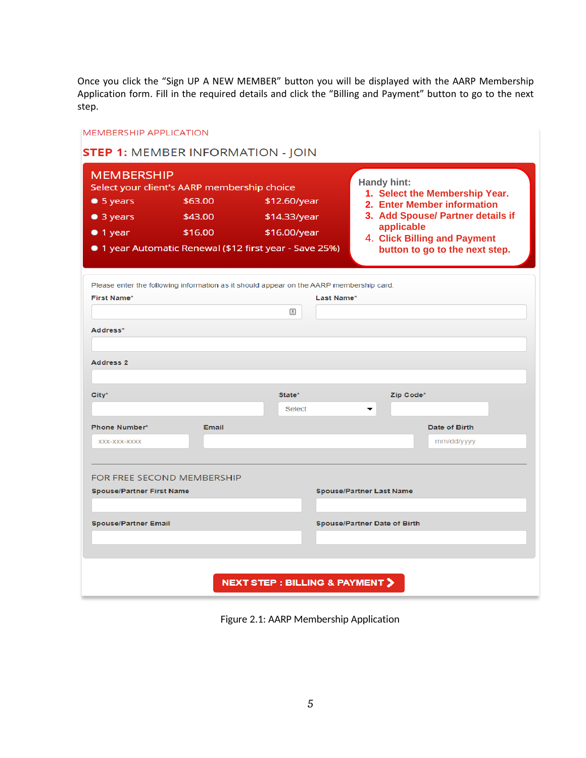Once you click the "Sign UP A NEW MEMBER" button you will be displayed with the AARP Membership Application form. Fill in the required details and click the "Billing and Payment" button to go to the next step.

MEMBERSHIP APPLICATION

**STEP 1:** MEMBER INFORMATION - JOIN

MEMBERSHIP

Select your client's AARP membership choice

- 5 years — $63.00 — $12.60/year
- 3 years — $43.00 — $14.33/year
- 1 year — $16.00 — $16.00/year
- 1 year Automatic Renewal ($12 first year - Save 25%)

Handy hint:

1. Select the Membership Year.
2. Enter Member information
3. Add Spouse/ Partner details if applicable
4. Click Billing and Payment button to go to the next step.

Please enter the following information as it should appear on the AARP membership card.

First Name*

Last Name*

Address*

Address 2

City*

State*

Select

Zip Code*

Phone Number*

xxx-xxx-xxxx

Email

Date of Birth

mm/dd/yyyy

FOR FREE SECOND MEMBERSHIP

Spouse/Partner First Name

Spouse/Partner Last Name

Spouse/Partner Email

Spouse/Partner Date of Birth

NEXT STEP : BILLING & PAYMENT

Figure 2.1: AARP Membership Application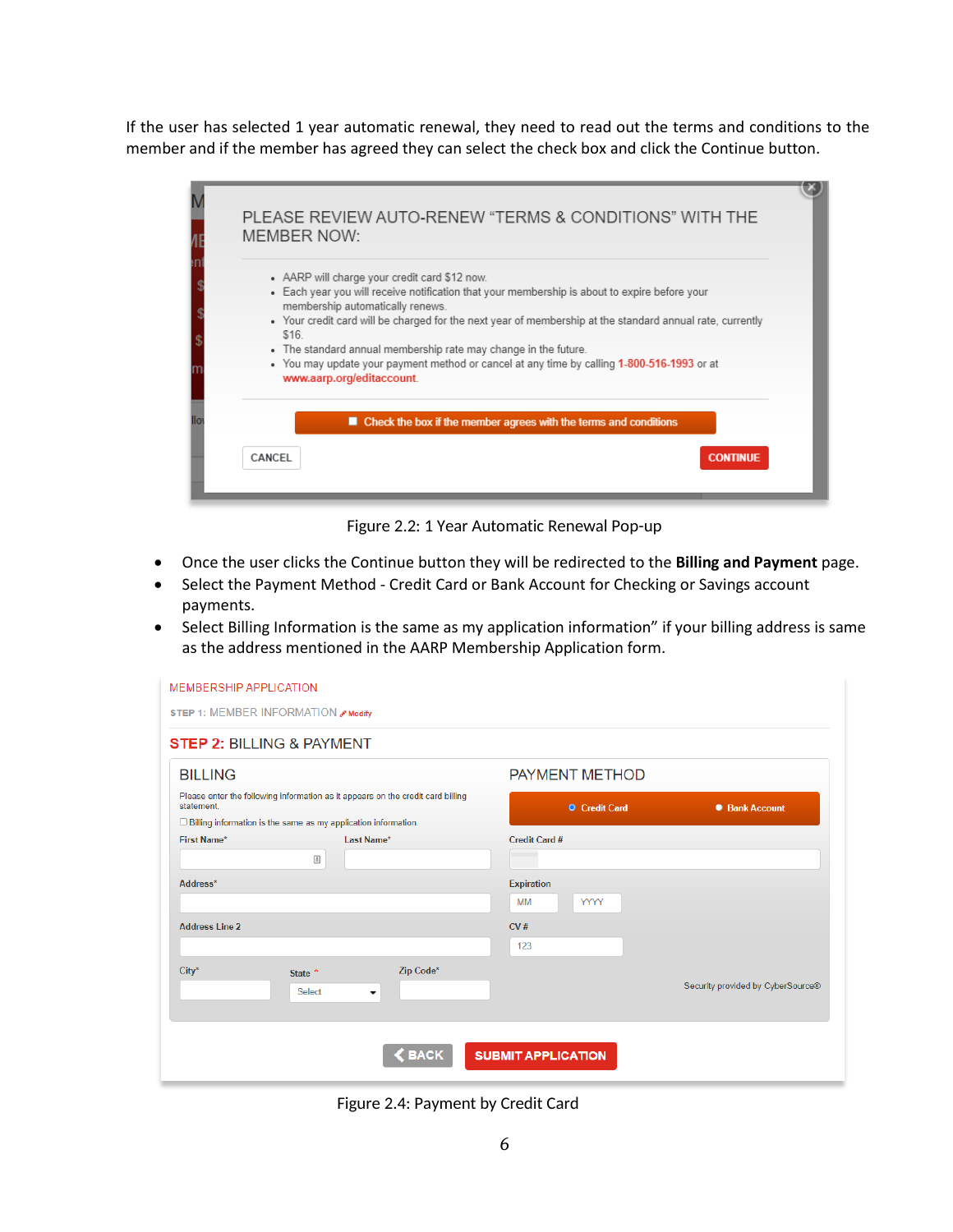If the user has selected 1 year automatic renewal, they need to read out the terms and conditions to the member and if the member has agreed they can select the check box and click the Continue button.

Figure 2.2: 1 Year Automatic Renewal Pop-up

- Once the user clicks the Continue button they will be redirected to the **Billing and Payment** page.
- Select the Payment Method - Credit Card or Bank Account for Checking or Savings account payments.
- Select Billing Information is the same as my application information" if your billing address is same as the address mentioned in the AARP Membership Application form.

Figure 2.4: Payment by Credit Card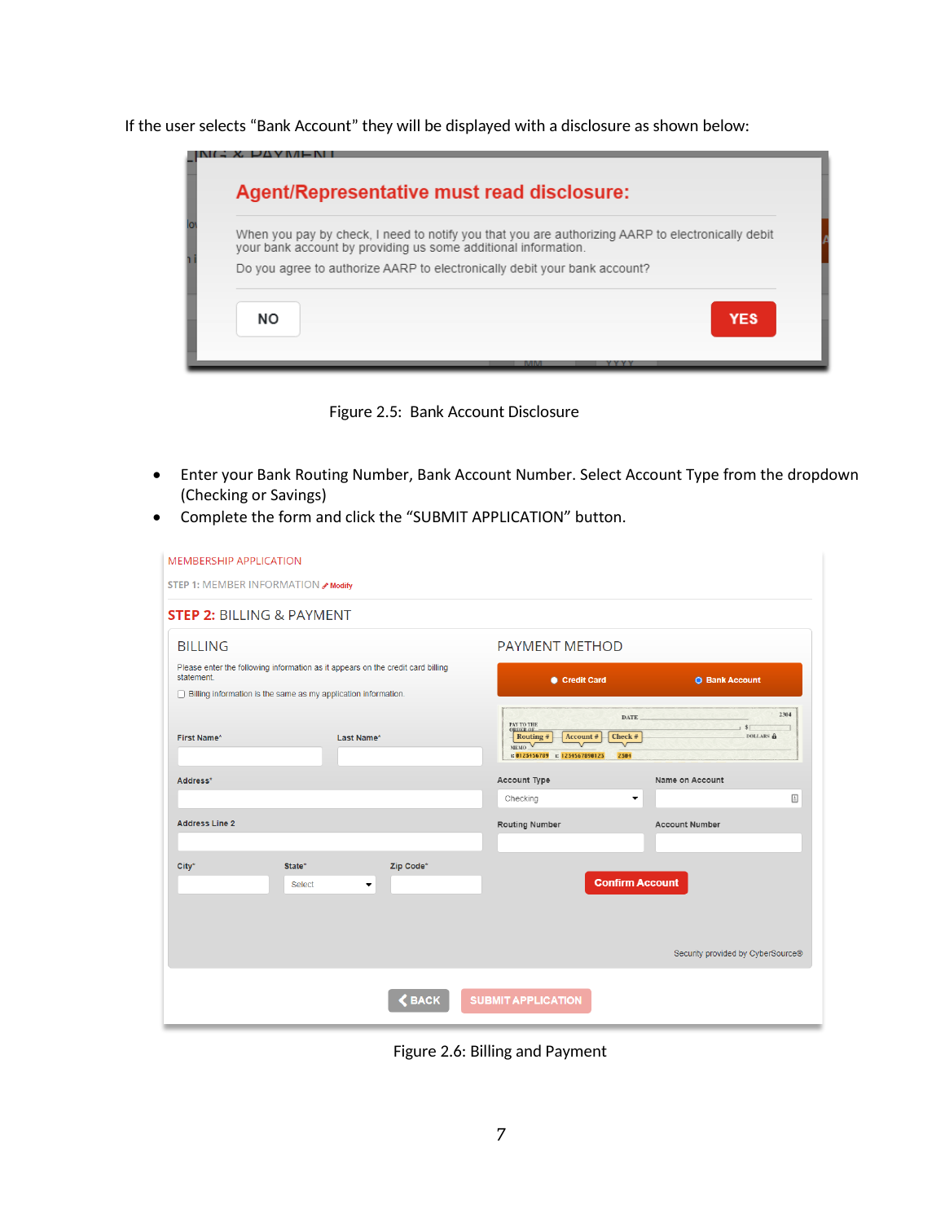If the user selects "Bank Account" they will be displayed with a disclosure as shown below:

Figure 2.5: Bank Account Disclosure

- Enter your Bank Routing Number, Bank Account Number. Select Account Type from the dropdown (Checking or Savings)
- Complete the form and click the "SUBMIT APPLICATION" button.

Figure 2.6: Billing and Payment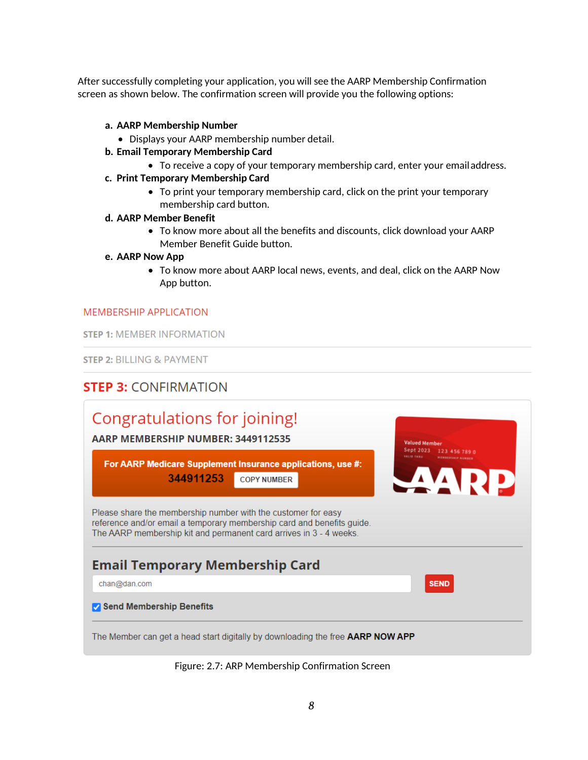After successfully completing your application, you will see the AARP Membership Confirmation screen as shown below. The confirmation screen will provide you the following options:

a. **AARP Membership Number**
   - Displays your AARP membership number detail.

b. **Email Temporary Membership Card**
   - To receive a copy of your temporary membership card, enter your email address.

c. **Print Temporary Membership Card**
   - To print your temporary membership card, click on the print your temporary membership card button.

d. **AARP Member Benefit**
   - To know more about all the benefits and discounts, click download your AARP Member Benefit Guide button.

e. **AARP Now App**
   - To know more about AARP local news, events, and deal, click on the AARP Now App button.

MEMBERSHIP APPLICATION

**STEP 1:** MEMBER INFORMATION

**STEP 2:** BILLING & PAYMENT

**STEP 3:** CONFIRMATION

Congratulations for joining!

**AARP MEMBERSHIP NUMBER: 3449112535**

**For AARP Medicare Supplement Insurance applications, use #:**

**344911253** COPY NUMBER

Valued Member
Sept 2023 123 456 789 0
VALID THRU MEMBERSHIP NUMBER
AARP

Please share the membership number with the customer for easy reference and/or email a temporary membership card and benefits guide. The AARP membership kit and permanent card arrives in 3 - 4 weeks.

**Email Temporary Membership Card**

chan@dan.com SEND

☑ **Send Membership Benefits**

The Member can get a head start digitally by downloading the free **AARP NOW APP**

Figure: 2.7: ARP Membership Confirmation Screen